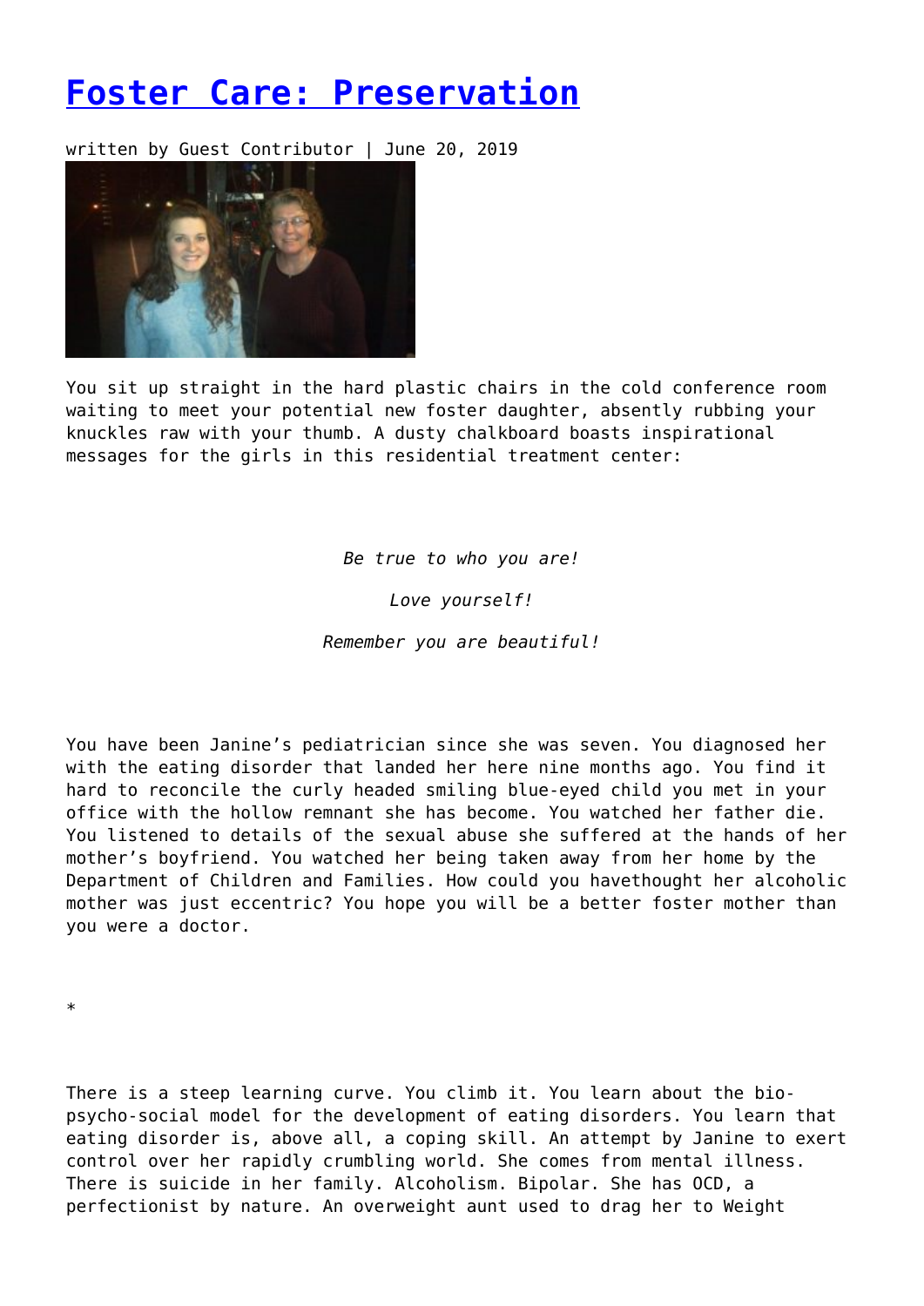# [Foster Care: Preservation]()

written by Guest Contributor | June 20, 2019

You sit up straight in the hard plastic chairs in the cold conference room waiting to meet your potential new foster daughter, absently rubbing your knuckles raw with your thumb. A dusty chalkboard boasts inspirational messages for the girls in this residential treatment center:

*Be true to who you are!*

*Love yourself!*

*Remember you are beautiful!*

You have been Janine's pediatrician since she was seven. You diagnosed her with the eating disorder that landed her here nine months ago. You find it hard to reconcile the curly headed smiling blue-eyed child you met in your office with the hollow remnant she has become. You watched her father die. You listened to details of the sexual abuse she suffered at the hands of her mother's boyfriend. You watched her being taken away from her home by the Department of Children and Families. How could you havethought her alcoholic mother was just eccentric? You hope you will be a better foster mother than you were a doctor.

*

There is a steep learning curve. You climb it. You learn about the bio-psycho-social model for the development of eating disorders. You learn that eating disorder is, above all, a coping skill. An attempt by Janine to exert control over her rapidly crumbling world. She comes from mental illness. There is suicide in her family. Alcoholism. Bipolar. She has OCD, a perfectionist by nature. An overweight aunt used to drag her to Weight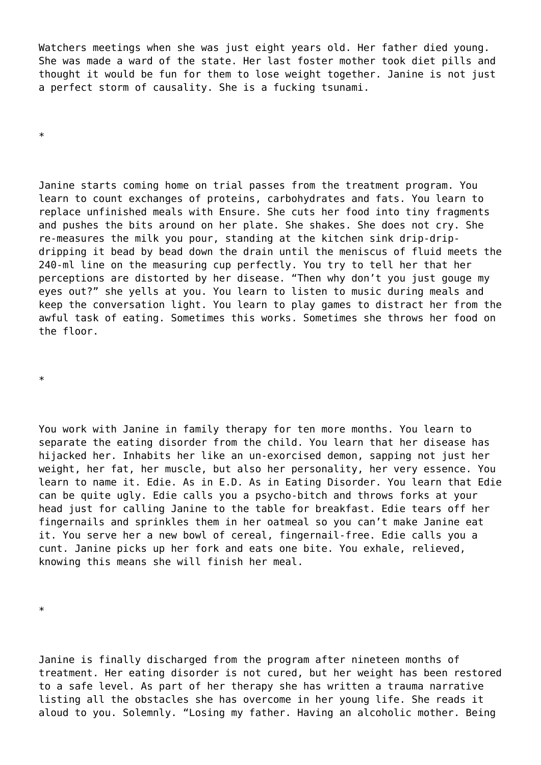Watchers meetings when she was just eight years old. Her father died young. She was made a ward of the state. Her last foster mother took diet pills and thought it would be fun for them to lose weight together. Janine is not just a perfect storm of causality. She is a fucking tsunami.

*

Janine starts coming home on trial passes from the treatment program. You learn to count exchanges of proteins, carbohydrates and fats. You learn to replace unfinished meals with Ensure. She cuts her food into tiny fragments and pushes the bits around on her plate. She shakes. She does not cry. She re-measures the milk you pour, standing at the kitchen sink drip-drip-dripping it bead by bead down the drain until the meniscus of fluid meets the 240-ml line on the measuring cup perfectly. You try to tell her that her perceptions are distorted by her disease. “Then why don’t you just gouge my eyes out?” she yells at you. You learn to listen to music during meals and keep the conversation light. You learn to play games to distract her from the awful task of eating. Sometimes this works. Sometimes she throws her food on the floor.

*

You work with Janine in family therapy for ten more months. You learn to separate the eating disorder from the child. You learn that her disease has hijacked her. Inhabits her like an un-exorcised demon, sapping not just her weight, her fat, her muscle, but also her personality, her very essence. You learn to name it. Edie. As in E.D. As in Eating Disorder. You learn that Edie can be quite ugly. Edie calls you a psycho-bitch and throws forks at your head just for calling Janine to the table for breakfast. Edie tears off her fingernails and sprinkles them in her oatmeal so you can’t make Janine eat it. You serve her a new bowl of cereal, fingernail-free. Edie calls you a cunt. Janine picks up her fork and eats one bite. You exhale, relieved, knowing this means she will finish her meal.

*

Janine is finally discharged from the program after nineteen months of treatment. Her eating disorder is not cured, but her weight has been restored to a safe level. As part of her therapy she has written a trauma narrative listing all the obstacles she has overcome in her young life. She reads it aloud to you. Solemnly. “Losing my father. Having an alcoholic mother. Being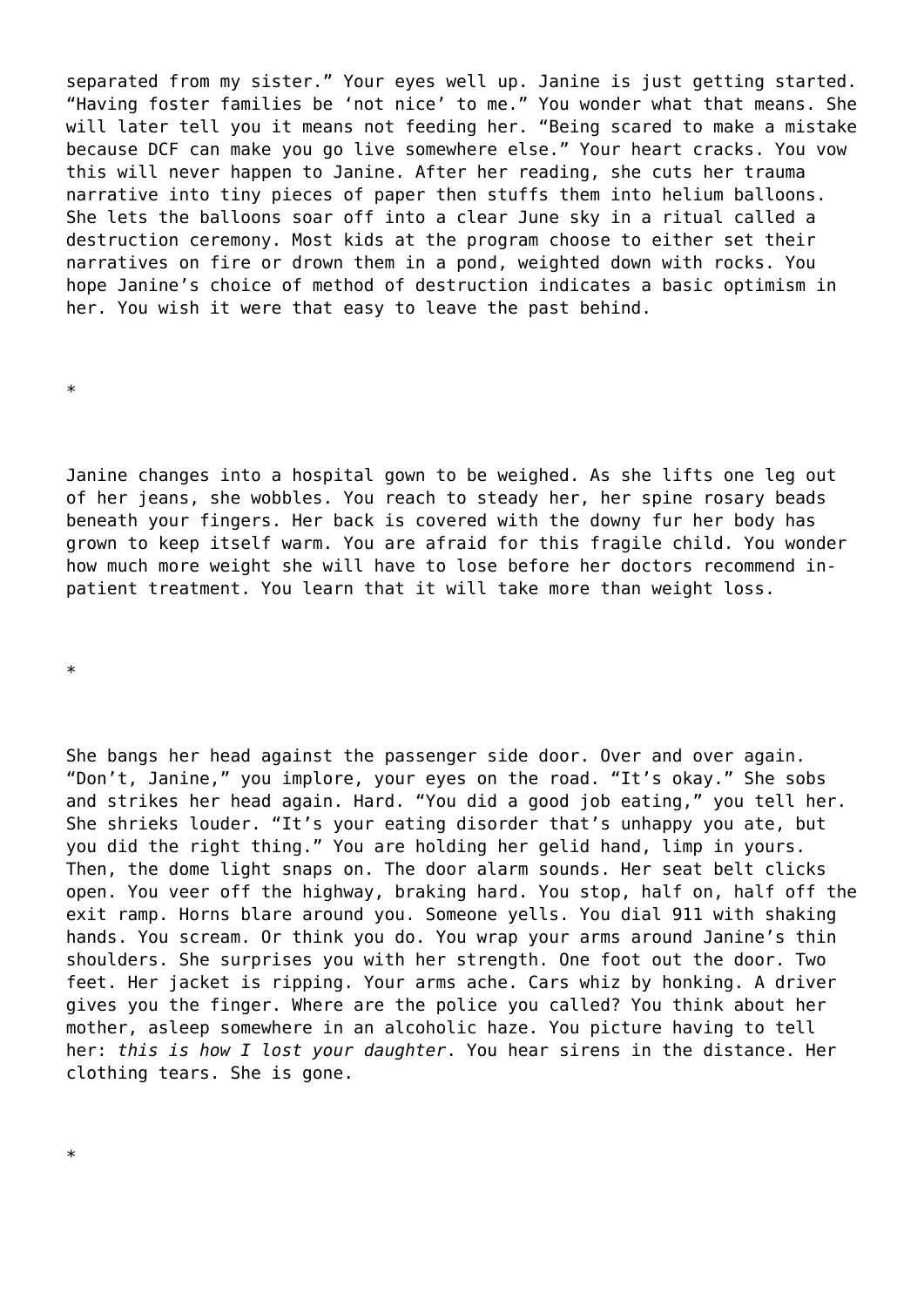separated from my sister." Your eyes well up. Janine is just getting started. "Having foster families be 'not nice' to me." You wonder what that means. She will later tell you it means not feeding her. "Being scared to make a mistake because DCF can make you go live somewhere else." Your heart cracks. You vow this will never happen to Janine. After her reading, she cuts her trauma narrative into tiny pieces of paper then stuffs them into helium balloons. She lets the balloons soar off into a clear June sky in a ritual called a destruction ceremony. Most kids at the program choose to either set their narratives on fire or drown them in a pond, weighted down with rocks. You hope Janine's choice of method of destruction indicates a basic optimism in her. You wish it were that easy to leave the past behind.

*

Janine changes into a hospital gown to be weighed. As she lifts one leg out of her jeans, she wobbles. You reach to steady her, her spine rosary beads beneath your fingers. Her back is covered with the downy fur her body has grown to keep itself warm. You are afraid for this fragile child. You wonder how much more weight she will have to lose before her doctors recommend in-patient treatment. You learn that it will take more than weight loss.

*

She bangs her head against the passenger side door. Over and over again. "Don't, Janine," you implore, your eyes on the road. "It's okay." She sobs and strikes her head again. Hard. "You did a good job eating," you tell her. She shrieks louder. "It's your eating disorder that's unhappy you ate, but you did the right thing." You are holding her gelid hand, limp in yours. Then, the dome light snaps on. The door alarm sounds. Her seat belt clicks open. You veer off the highway, braking hard. You stop, half on, half off the exit ramp. Horns blare around you. Someone yells. You dial 911 with shaking hands. You scream. Or think you do. You wrap your arms around Janine's thin shoulders. She surprises you with her strength. One foot out the door. Two feet. Her jacket is ripping. Your arms ache. Cars whiz by honking. A driver gives you the finger. Where are the police you called? You think about her mother, asleep somewhere in an alcoholic haze. You picture having to tell her: *this is how I lost your daughter*. You hear sirens in the distance. Her clothing tears. She is gone.

*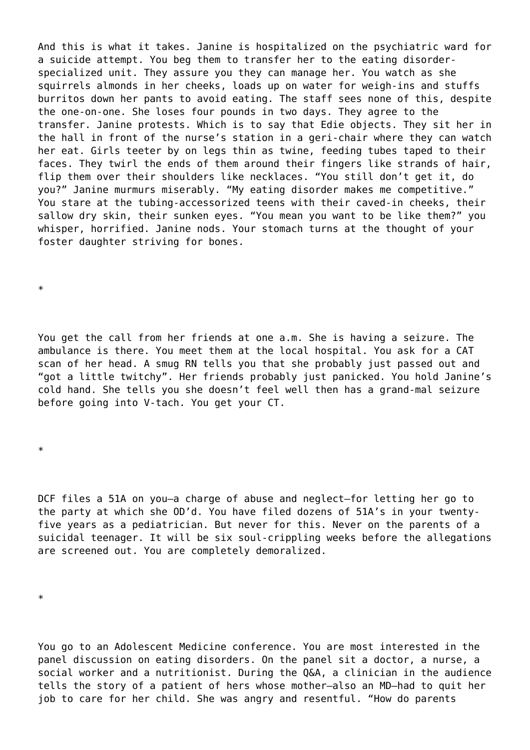And this is what it takes. Janine is hospitalized on the psychiatric ward for a suicide attempt. You beg them to transfer her to the eating disorder-specialized unit. They assure you they can manage her. You watch as she squirrels almonds in her cheeks, loads up on water for weigh-ins and stuffs burritos down her pants to avoid eating. The staff sees none of this, despite the one-on-one. She loses four pounds in two days. They agree to the transfer. Janine protests. Which is to say that Edie objects. They sit her in the hall in front of the nurse's station in a geri-chair where they can watch her eat. Girls teeter by on legs thin as twine, feeding tubes taped to their faces. They twirl the ends of them around their fingers like strands of hair, flip them over their shoulders like necklaces. "You still don't get it, do you?" Janine murmurs miserably. "My eating disorder makes me competitive." You stare at the tubing-accessorized teens with their caved-in cheeks, their sallow dry skin, their sunken eyes. "You mean you want to be like them?" you whisper, horrified. Janine nods. Your stomach turns at the thought of your foster daughter striving for bones.

*

You get the call from her friends at one a.m. She is having a seizure. The ambulance is there. You meet them at the local hospital. You ask for a CAT scan of her head. A smug RN tells you that she probably just passed out and "got a little twitchy". Her friends probably just panicked. You hold Janine's cold hand. She tells you she doesn't feel well then has a grand-mal seizure before going into V-tach. You get your CT.

*

DCF files a 51A on you—a charge of abuse and neglect—for letting her go to the party at which she OD'd. You have filed dozens of 51A's in your twenty-five years as a pediatrician. But never for this. Never on the parents of a suicidal teenager. It will be six soul-crippling weeks before the allegations are screened out. You are completely demoralized.

*

You go to an Adolescent Medicine conference. You are most interested in the panel discussion on eating disorders. On the panel sit a doctor, a nurse, a social worker and a nutritionist. During the Q&A, a clinician in the audience tells the story of a patient of hers whose mother—also an MD—had to quit her job to care for her child. She was angry and resentful. "How do parents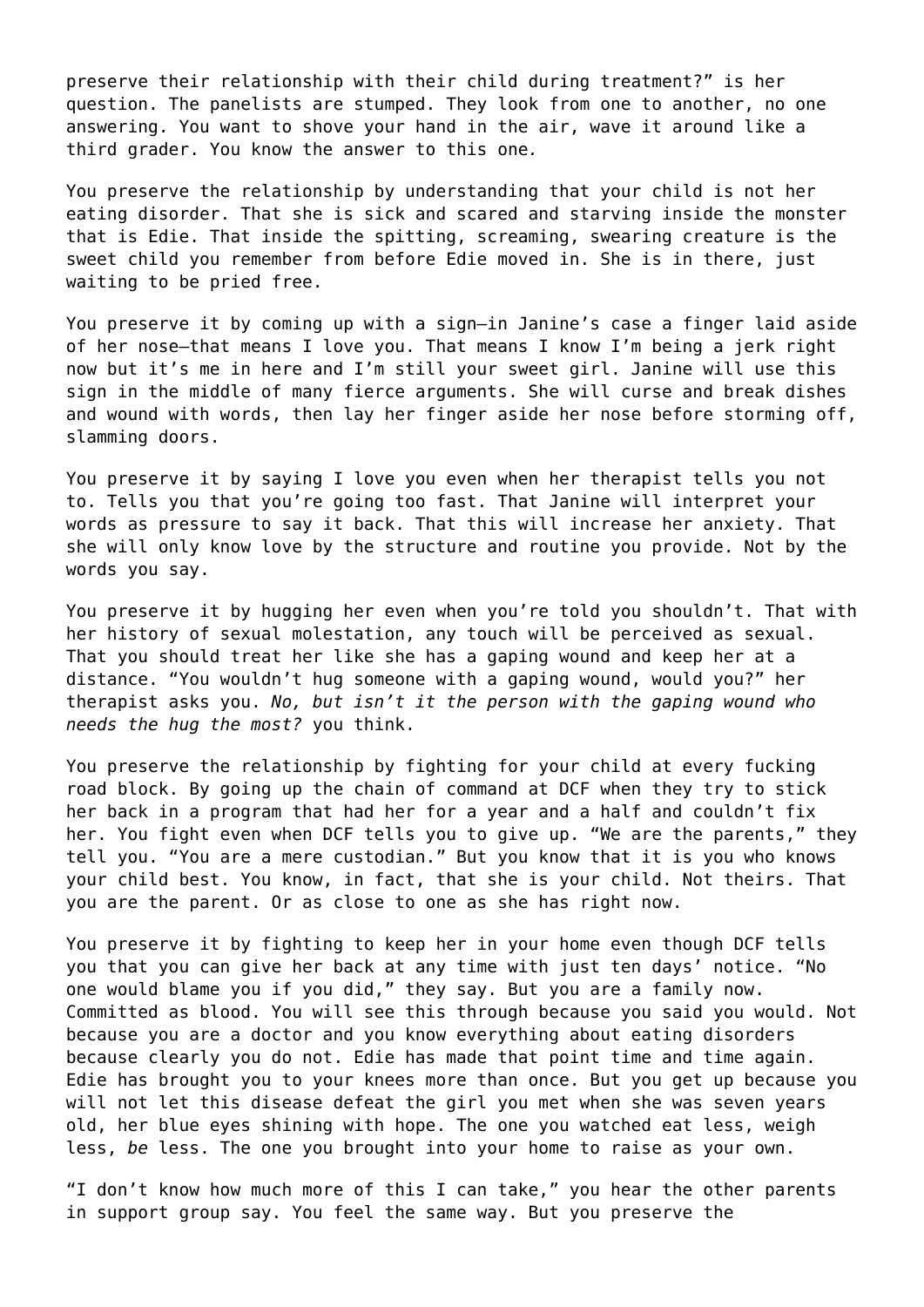preserve their relationship with their child during treatment?" is her question. The panelists are stumped. They look from one to another, no one answering. You want to shove your hand in the air, wave it around like a third grader. You know the answer to this one.

You preserve the relationship by understanding that your child is not her eating disorder. That she is sick and scared and starving inside the monster that is Edie. That inside the spitting, screaming, swearing creature is the sweet child you remember from before Edie moved in. She is in there, just waiting to be pried free.

You preserve it by coming up with a sign—in Janine's case a finger laid aside of her nose—that means I love you. That means I know I'm being a jerk right now but it's me in here and I'm still your sweet girl. Janine will use this sign in the middle of many fierce arguments. She will curse and break dishes and wound with words, then lay her finger aside her nose before storming off, slamming doors.

You preserve it by saying I love you even when her therapist tells you not to. Tells you that you're going too fast. That Janine will interpret your words as pressure to say it back. That this will increase her anxiety. That she will only know love by the structure and routine you provide. Not by the words you say.

You preserve it by hugging her even when you're told you shouldn't. That with her history of sexual molestation, any touch will be perceived as sexual. That you should treat her like she has a gaping wound and keep her at a distance. "You wouldn't hug someone with a gaping wound, would you?" her therapist asks you. *No, but isn't it the person with the gaping wound who needs the hug the most?* you think.

You preserve the relationship by fighting for your child at every fucking road block. By going up the chain of command at DCF when they try to stick her back in a program that had her for a year and a half and couldn't fix her. You fight even when DCF tells you to give up. "We are the parents," they tell you. "You are a mere custodian." But you know that it is you who knows your child best. You know, in fact, that she is your child. Not theirs. That you are the parent. Or as close to one as she has right now.

You preserve it by fighting to keep her in your home even though DCF tells you that you can give her back at any time with just ten days' notice. "No one would blame you if you did," they say. But you are a family now. Committed as blood. You will see this through because you said you would. Not because you are a doctor and you know everything about eating disorders because clearly you do not. Edie has made that point time and time again. Edie has brought you to your knees more than once. But you get up because you will not let this disease defeat the girl you met when she was seven years old, her blue eyes shining with hope. The one you watched eat less, weigh less, *be* less. The one you brought into your home to raise as your own.

"I don't know how much more of this I can take," you hear the other parents in support group say. You feel the same way. But you preserve the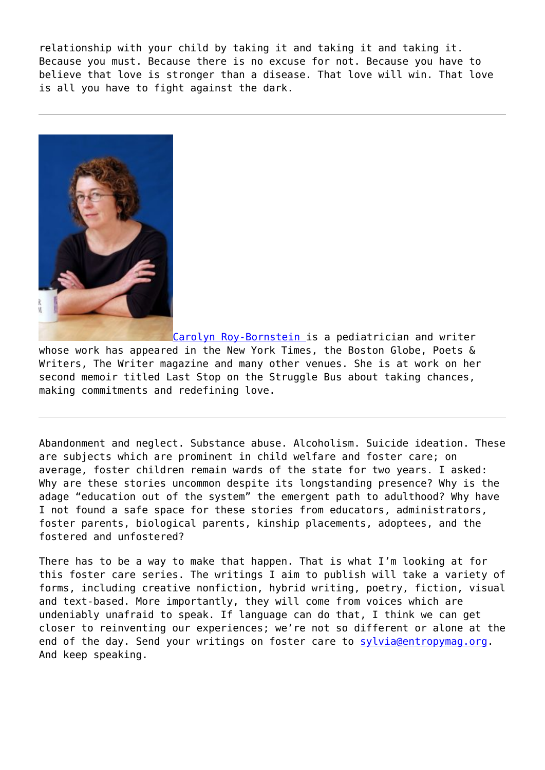relationship with your child by taking it and taking it and taking it. Because you must. Because there is no excuse for not. Because you have to believe that love is stronger than a disease. That love will win. That love is all you have to fight against the dark.

---

[Carolyn Roy-Bornstein](#) is a pediatrician and writer whose work has appeared in the New York Times, the Boston Globe, Poets & Writers, The Writer magazine and many other venues. She is at work on her second memoir titled Last Stop on the Struggle Bus about taking chances, making commitments and redefining love.

---

Abandonment and neglect. Substance abuse. Alcoholism. Suicide ideation. These are subjects which are prominent in child welfare and foster care; on average, foster children remain wards of the state for two years. I asked: Why are these stories uncommon despite its longstanding presence? Why is the adage "education out of the system" the emergent path to adulthood? Why have I not found a safe space for these stories from educators, administrators, foster parents, biological parents, kinship placements, adoptees, and the fostered and unfostered?

There has to be a way to make that happen. That is what I'm looking at for this foster care series. The writings I aim to publish will take a variety of forms, including creative nonfiction, hybrid writing, poetry, fiction, visual and text-based. More importantly, they will come from voices which are undeniably unafraid to speak. If language can do that, I think we can get closer to reinventing our experiences; we're not so different or alone at the end of the day. Send your writings on foster care to sylvia@entropymag.org. And keep speaking.